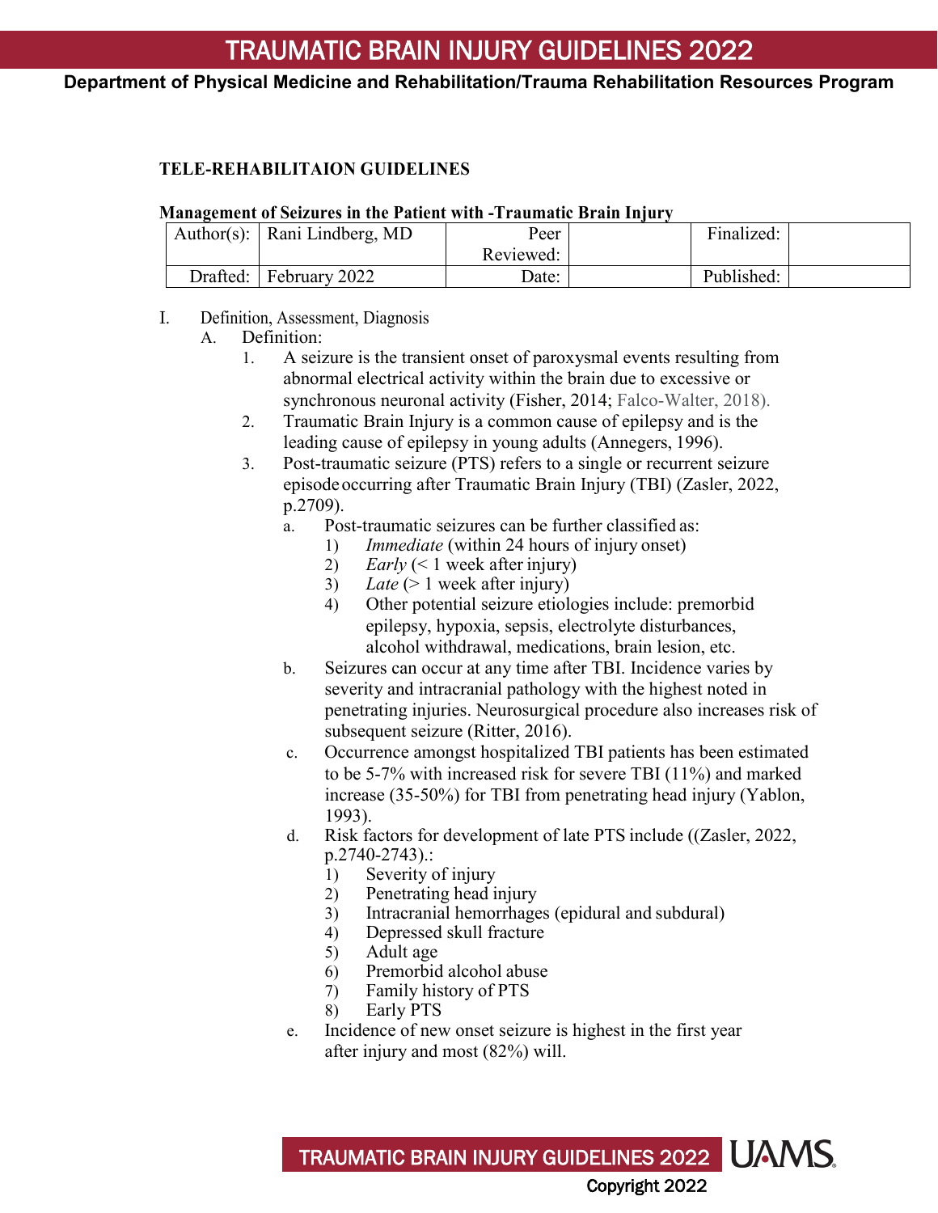# TRAUMATIC BRAIN INJURY GUIDELINES 2022

**Department of Physical Medicine and Rehabilitation/Trauma Rehabilitation Resources Program**

**TELE-REHABILITAION GUIDELINES**

**Management of Seizures in the Patient with -Traumatic Brain Injury**

| Author(s): | Rani Lindberg, MD | Peer Reviewed: | | Finalized: | |
|---|---|---|---|---|---|
| Drafted: | February 2022 | Date: | | Published: | |

I. Definition, Assessment, Diagnosis

A. Definition:

1. A seizure is the transient onset of paroxysmal events resulting from abnormal electrical activity within the brain due to excessive or synchronous neuronal activity (Fisher, 2014; Falco-Walter, 2018).
2. Traumatic Brain Injury is a common cause of epilepsy and is the leading cause of epilepsy in young adults (Annegers, 1996).
3. Post-traumatic seizure (PTS) refers to a single or recurrent seizure episode occurring after Traumatic Brain Injury (TBI) (Zasler, 2022, p.2709).
   a. Post-traumatic seizures can be further classified as:
      1) *Immediate* (within 24 hours of injury onset)
      2) *Early* (< 1 week after injury)
      3) *Late* (> 1 week after injury)
      4) Other potential seizure etiologies include: premorbid epilepsy, hypoxia, sepsis, electrolyte disturbances, alcohol withdrawal, medications, brain lesion, etc.

   b. Seizures can occur at any time after TBI. Incidence varies by severity and intracranial pathology with the highest noted in penetrating injuries. Neurosurgical procedure also increases risk of subsequent seizure (Ritter, 2016).

   c. Occurrence amongst hospitalized TBI patients has been estimated to be 5-7% with increased risk for severe TBI (11%) and marked increase (35-50%) for TBI from penetrating head injury (Yablon, 1993).

   d. Risk factors for development of late PTS include ((Zasler, 2022, p.2740-2743).:
      1) Severity of injury
      2) Penetrating head injury
      3) Intracranial hemorrhages (epidural and subdural)
      4) Depressed skull fracture
      5) Adult age
      6) Premorbid alcohol abuse
      7) Family history of PTS
      8) Early PTS

   e. Incidence of new onset seizure is highest in the first year after injury and most (82%) will.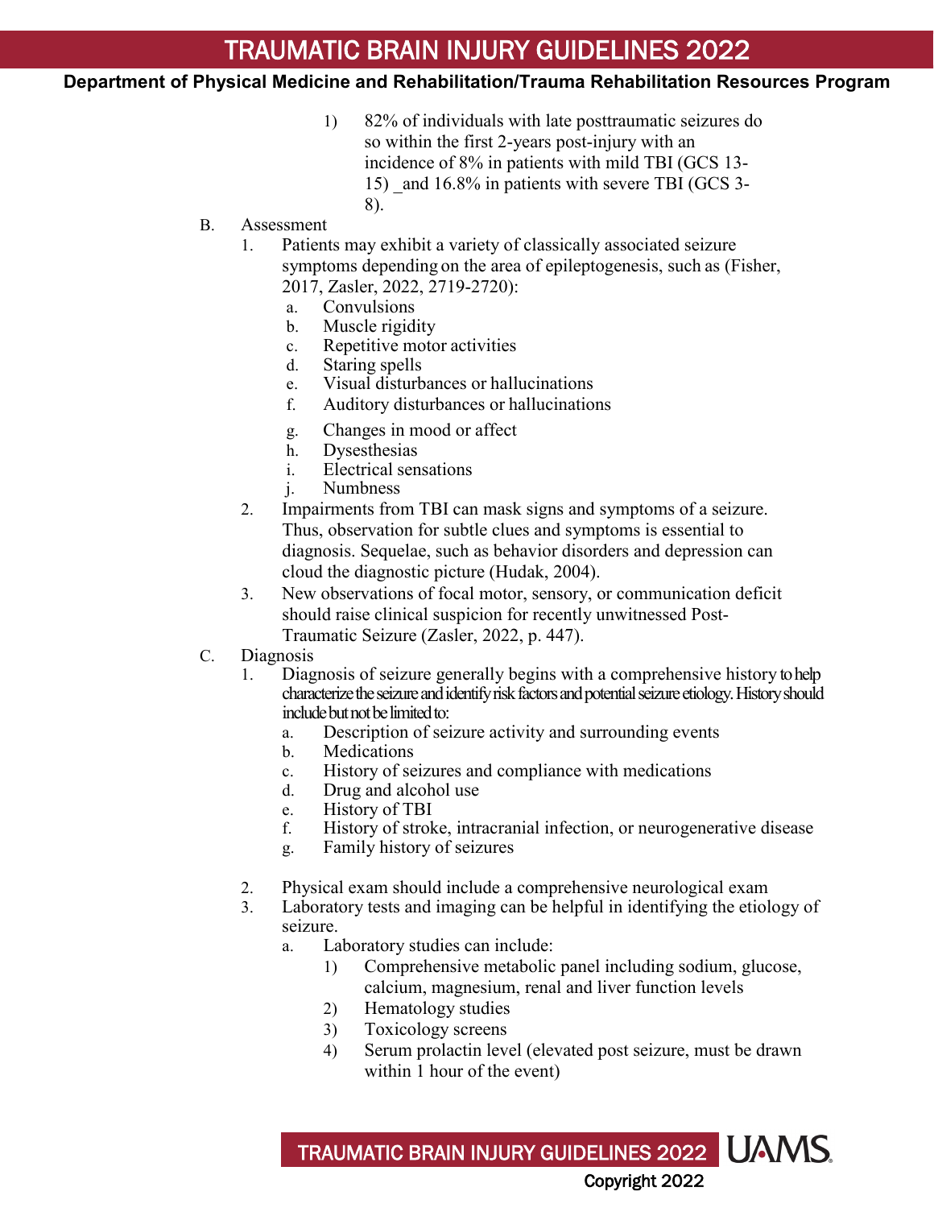1) 82% of individuals with late posttraumatic seizures do so within the first 2-years post-injury with an incidence of 8% in patients with mild TBI (GCS 13-15) _and 16.8% in patients with severe TBI (GCS 3-8).

B. Assessment

1. Patients may exhibit a variety of classically associated seizure symptoms depending on the area of epileptogenesis, such as (Fisher, 2017, Zasler, 2022, 2719-2720):
   a. Convulsions
   b. Muscle rigidity
   c. Repetitive motor activities
   d. Staring spells
   e. Visual disturbances or hallucinations
   f. Auditory disturbances or hallucinations
   g. Changes in mood or affect
   h. Dysesthesias
   i. Electrical sensations
   j. Numbness
2. Impairments from TBI can mask signs and symptoms of a seizure. Thus, observation for subtle clues and symptoms is essential to diagnosis. Sequelae, such as behavior disorders and depression can cloud the diagnostic picture (Hudak, 2004).
3. New observations of focal motor, sensory, or communication deficit should raise clinical suspicion for recently unwitnessed Post-Traumatic Seizure (Zasler, 2022, p. 447).

C. Diagnosis

1. Diagnosis of seizure generally begins with a comprehensive history to help characterize the seizure and identify risk factors and potential seizure etiology. History should include but not be limited to:
   a. Description of seizure activity and surrounding events
   b. Medications
   c. History of seizures and compliance with medications
   d. Drug and alcohol use
   e. History of TBI
   f. History of stroke, intracranial infection, or neurogenerative disease
   g. Family history of seizures
2. Physical exam should include a comprehensive neurological exam
3. Laboratory tests and imaging can be helpful in identifying the etiology of seizure.
   a. Laboratory studies can include:
      1) Comprehensive metabolic panel including sodium, glucose, calcium, magnesium, renal and liver function levels
      2) Hematology studies
      3) Toxicology screens
      4) Serum prolactin level (elevated post seizure, must be drawn within 1 hour of the event)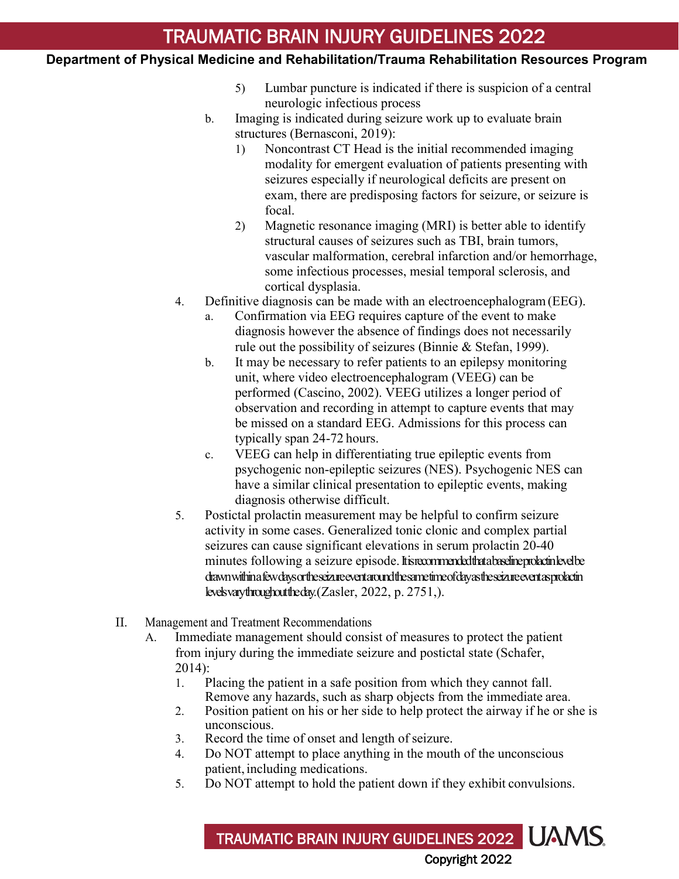5) Lumbar puncture is indicated if there is suspicion of a central neurologic infectious process

b. Imaging is indicated during seizure work up to evaluate brain structures (Bernasconi, 2019):

1) Noncontrast CT Head is the initial recommended imaging modality for emergent evaluation of patients presenting with seizures especially if neurological deficits are present on exam, there are predisposing factors for seizure, or seizure is focal.

2) Magnetic resonance imaging (MRI) is better able to identify structural causes of seizures such as TBI, brain tumors, vascular malformation, cerebral infarction and/or hemorrhage, some infectious processes, mesial temporal sclerosis, and cortical dysplasia.

4. Definitive diagnosis can be made with an electroencephalogram (EEG).

a. Confirmation via EEG requires capture of the event to make diagnosis however the absence of findings does not necessarily rule out the possibility of seizures (Binnie & Stefan, 1999).

b. It may be necessary to refer patients to an epilepsy monitoring unit, where video electroencephalogram (VEEG) can be performed (Cascino, 2002). VEEG utilizes a longer period of observation and recording in attempt to capture events that may be missed on a standard EEG. Admissions for this process can typically span 24-72 hours.

c. VEEG can help in differentiating true epileptic events from psychogenic non-epileptic seizures (NES). Psychogenic NES can have a similar clinical presentation to epileptic events, making diagnosis otherwise difficult.

5. Postictal prolactin measurement may be helpful to confirm seizure activity in some cases. Generalized tonic clonic and complex partial seizures can cause significant elevations in serum prolactin 20-40 minutes following a seizure episode. It is recommended that a baseline prolactin level be drawn within a few days or the seizure event around the same time of day as the seizure event as prolactin levels vary throughout the day.(Zasler, 2022, p. 2751,).

II. Management and Treatment Recommendations

A. Immediate management should consist of measures to protect the patient from injury during the immediate seizure and postictal state (Schafer, 2014):

1. Placing the patient in a safe position from which they cannot fall. Remove any hazards, such as sharp objects from the immediate area.
2. Position patient on his or her side to help protect the airway if he or she is unconscious.
3. Record the time of onset and length of seizure.
4. Do NOT attempt to place anything in the mouth of the unconscious patient, including medications.
5. Do NOT attempt to hold the patient down if they exhibit convulsions.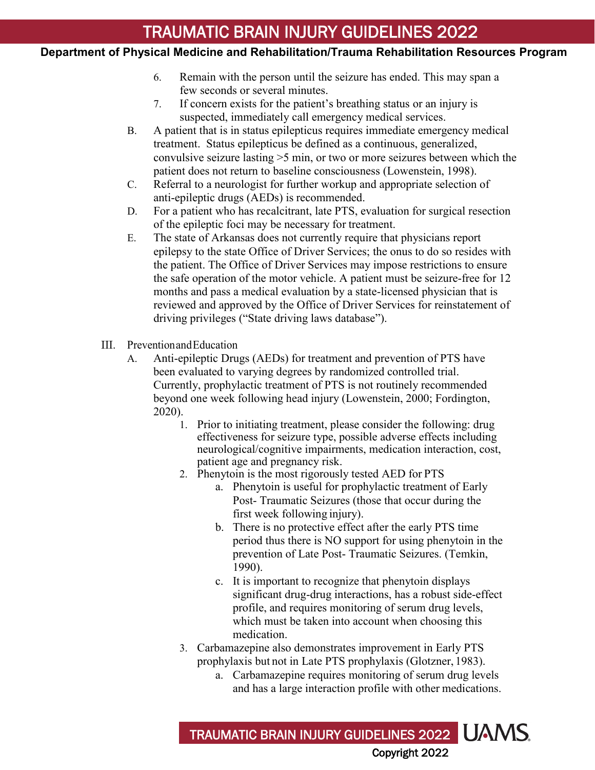6. Remain with the person until the seizure has ended. This may span a few seconds or several minutes.
7. If concern exists for the patient's breathing status or an injury is suspected, immediately call emergency medical services.

B. A patient that is in status epilepticus requires immediate emergency medical treatment. Status epilepticus be defined as a continuous, generalized, convulsive seizure lasting >5 min, or two or more seizures between which the patient does not return to baseline consciousness (Lowenstein, 1998).

C. Referral to a neurologist for further workup and appropriate selection of anti-epileptic drugs (AEDs) is recommended.

D. For a patient who has recalcitrant, late PTS, evaluation for surgical resection of the epileptic foci may be necessary for treatment.

E. The state of Arkansas does not currently require that physicians report epilepsy to the state Office of Driver Services; the onus to do so resides with the patient. The Office of Driver Services may impose restrictions to ensure the safe operation of the motor vehicle. A patient must be seizure-free for 12 months and pass a medical evaluation by a state-licensed physician that is reviewed and approved by the Office of Driver Services for reinstatement of driving privileges ("State driving laws database").

III. Prevention and Education

A. Anti-epileptic Drugs (AEDs) for treatment and prevention of PTS have been evaluated to varying degrees by randomized controlled trial. Currently, prophylactic treatment of PTS is not routinely recommended beyond one week following head injury (Lowenstein, 2000; Fordington, 2020).

1. Prior to initiating treatment, please consider the following: drug effectiveness for seizure type, possible adverse effects including neurological/cognitive impairments, medication interaction, cost, patient age and pregnancy risk.
2. Phenytoin is the most rigorously tested AED for PTS
   a. Phenytoin is useful for prophylactic treatment of Early Post- Traumatic Seizures (those that occur during the first week following injury).
   b. There is no protective effect after the early PTS time period thus there is NO support for using phenytoin in the prevention of Late Post- Traumatic Seizures. (Temkin, 1990).
   c. It is important to recognize that phenytoin displays significant drug-drug interactions, has a robust side-effect profile, and requires monitoring of serum drug levels, which must be taken into account when choosing this medication.
3. Carbamazepine also demonstrates improvement in Early PTS prophylaxis but not in Late PTS prophylaxis (Glotzner, 1983).
   a. Carbamazepine requires monitoring of serum drug levels and has a large interaction profile with other medications.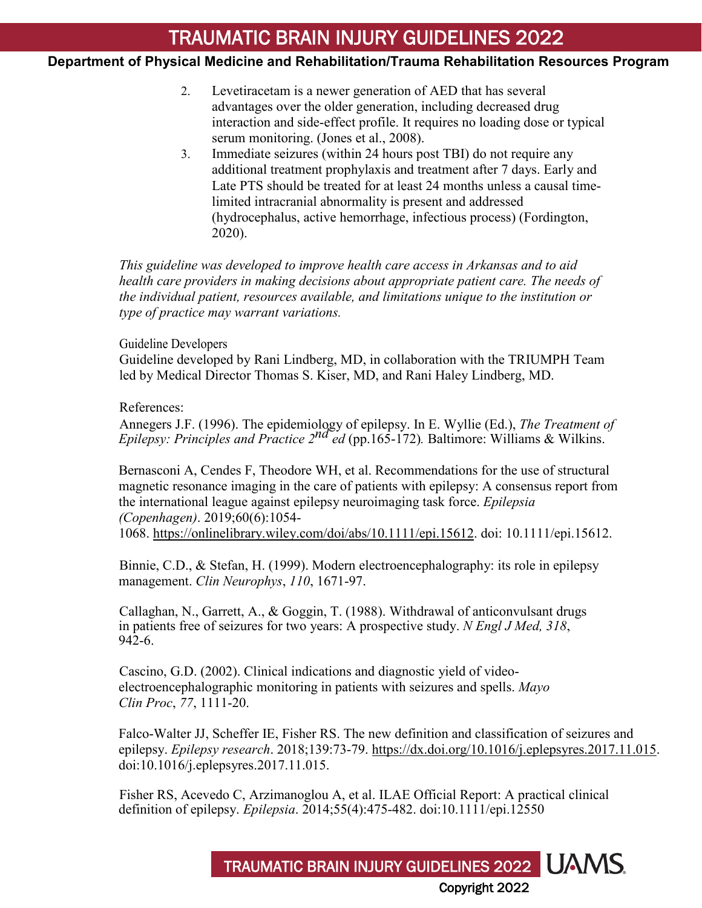2. Levetiracetam is a newer generation of AED that has several advantages over the older generation, including decreased drug interaction and side-effect profile. It requires no loading dose or typical serum monitoring. (Jones et al., 2008).
3. Immediate seizures (within 24 hours post TBI) do not require any additional treatment prophylaxis and treatment after 7 days. Early and Late PTS should be treated for at least 24 months unless a causal time-limited intracranial abnormality is present and addressed (hydrocephalus, active hemorrhage, infectious process) (Fordington, 2020).

*This guideline was developed to improve health care access in Arkansas and to aid health care providers in making decisions about appropriate patient care. The needs of the individual patient, resources available, and limitations unique to the institution or type of practice may warrant variations.*

Guideline Developers

Guideline developed by Rani Lindberg, MD, in collaboration with the TRIUMPH Team led by Medical Director Thomas S. Kiser, MD, and Rani Haley Lindberg, MD.

References:

Annegers J.F. (1996). The epidemiology of epilepsy. In E. Wyllie (Ed.), *The Treatment of Epilepsy: Principles and Practice 2nd ed* (pp.165-172). Baltimore: Williams & Wilkins.

Bernasconi A, Cendes F, Theodore WH, et al. Recommendations for the use of structural magnetic resonance imaging in the care of patients with epilepsy: A consensus report from the international league against epilepsy neuroimaging task force. *Epilepsia (Copenhagen)*. 2019;60(6):1054-1068. https://onlinelibrary.wiley.com/doi/abs/10.1111/epi.15612. doi: 10.1111/epi.15612.

Binnie, C.D., & Stefan, H. (1999). Modern electroencephalography: its role in epilepsy management. *Clin Neurophys*, *110*, 1671-97.

Callaghan, N., Garrett, A., & Goggin, T. (1988). Withdrawal of anticonvulsant drugs in patients free of seizures for two years: A prospective study. *N Engl J Med, 318*, 942-6.

Cascino, G.D. (2002). Clinical indications and diagnostic yield of video-electroencephalographic monitoring in patients with seizures and spells. *Mayo Clin Proc*, *77*, 1111-20.

Falco-Walter JJ, Scheffer IE, Fisher RS. The new definition and classification of seizures and epilepsy. *Epilepsy research*. 2018;139:73-79. https://dx.doi.org/10.1016/j.eplepsyres.2017.11.015. doi:10.1016/j.eplepsyres.2017.11.015.

Fisher RS, Acevedo C, Arzimanoglou A, et al. ILAE Official Report: A practical clinical definition of epilepsy. *Epilepsia*. 2014;55(4):475-482. doi:10.1111/epi.12550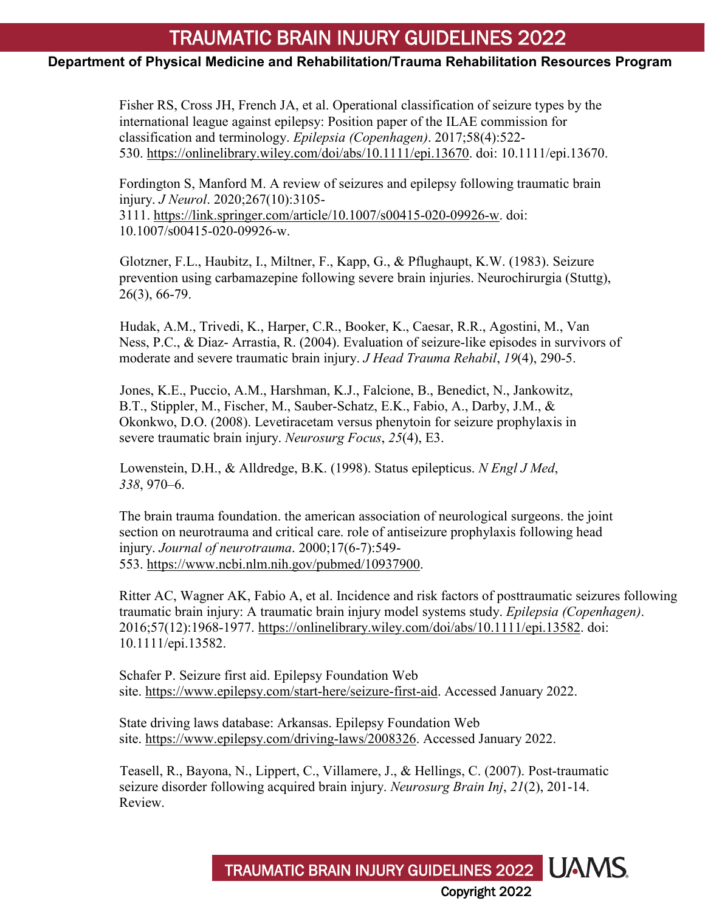Fisher RS, Cross JH, French JA, et al. Operational classification of seizure types by the international league against epilepsy: Position paper of the ILAE commission for classification and terminology. *Epilepsia (Copenhagen)*. 2017;58(4):522-530. https://onlinelibrary.wiley.com/doi/abs/10.1111/epi.13670. doi: 10.1111/epi.13670.

Fordington S, Manford M. A review of seizures and epilepsy following traumatic brain injury. *J Neurol*. 2020;267(10):3105-3111. https://link.springer.com/article/10.1007/s00415-020-09926-w. doi: 10.1007/s00415-020-09926-w.

Glotzner, F.L., Haubitz, I., Miltner, F., Kapp, G., & Pflughaupt, K.W. (1983). Seizure prevention using carbamazepine following severe brain injuries. Neurochirurgia (Stuttg), 26(3), 66-79.

Hudak, A.M., Trivedi, K., Harper, C.R., Booker, K., Caesar, R.R., Agostini, M., Van Ness, P.C., & Diaz- Arrastia, R. (2004). Evaluation of seizure-like episodes in survivors of moderate and severe traumatic brain injury. *J Head Trauma Rehabil*, *19*(4), 290-5.

Jones, K.E., Puccio, A.M., Harshman, K.J., Falcione, B., Benedict, N., Jankowitz, B.T., Stippler, M., Fischer, M., Sauber-Schatz, E.K., Fabio, A., Darby, J.M., & Okonkwo, D.O. (2008). Levetiracetam versus phenytoin for seizure prophylaxis in severe traumatic brain injury. *Neurosurg Focus*, *25*(4), E3.

Lowenstein, D.H., & Alldredge, B.K. (1998). Status epilepticus. *N Engl J Med*, *338*, 970–6.

The brain trauma foundation. the american association of neurological surgeons. the joint section on neurotrauma and critical care. role of antiseizure prophylaxis following head injury. *Journal of neurotrauma*. 2000;17(6-7):549-553. https://www.ncbi.nlm.nih.gov/pubmed/10937900.

Ritter AC, Wagner AK, Fabio A, et al. Incidence and risk factors of posttraumatic seizures following traumatic brain injury: A traumatic brain injury model systems study. *Epilepsia (Copenhagen)*. 2016;57(12):1968-1977. https://onlinelibrary.wiley.com/doi/abs/10.1111/epi.13582. doi: 10.1111/epi.13582.

Schafer P. Seizure first aid. Epilepsy Foundation Web site. https://www.epilepsy.com/start-here/seizure-first-aid. Accessed January 2022.

State driving laws database: Arkansas. Epilepsy Foundation Web site. https://www.epilepsy.com/driving-laws/2008326. Accessed January 2022.

Teasell, R., Bayona, N., Lippert, C., Villamere, J., & Hellings, C. (2007). Post-traumatic seizure disorder following acquired brain injury. *Neurosurg Brain Inj*, *21*(2), 201-14. Review.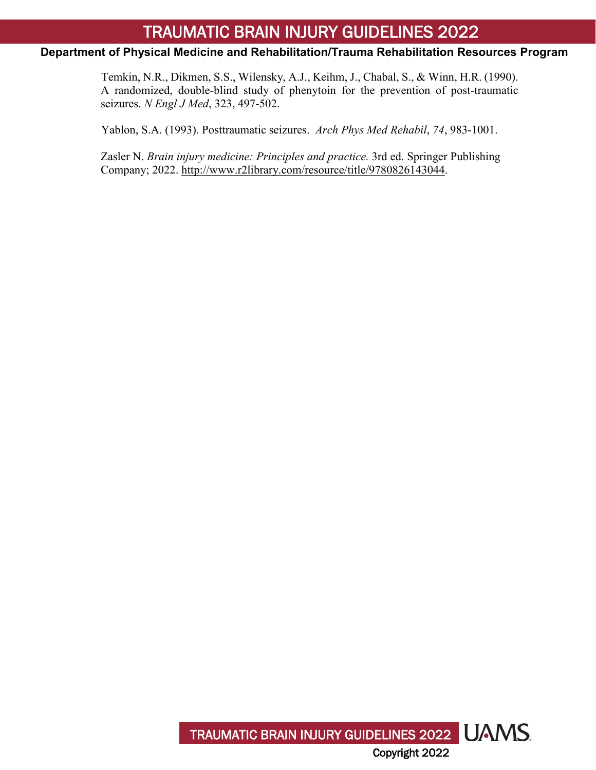Temkin, N.R., Dikmen, S.S., Wilensky, A.J., Keihm, J., Chabal, S., & Winn, H.R. (1990). A randomized, double-blind study of phenytoin for the prevention of post-traumatic seizures. *N Engl J Med*, 323, 497-502.

Yablon, S.A. (1993). Posttraumatic seizures. *Arch Phys Med Rehabil*, *74*, 983-1001.

Zasler N. *Brain injury medicine: Principles and practice.* 3rd ed. Springer Publishing Company; 2022. http://www.r2library.com/resource/title/9780826143044.